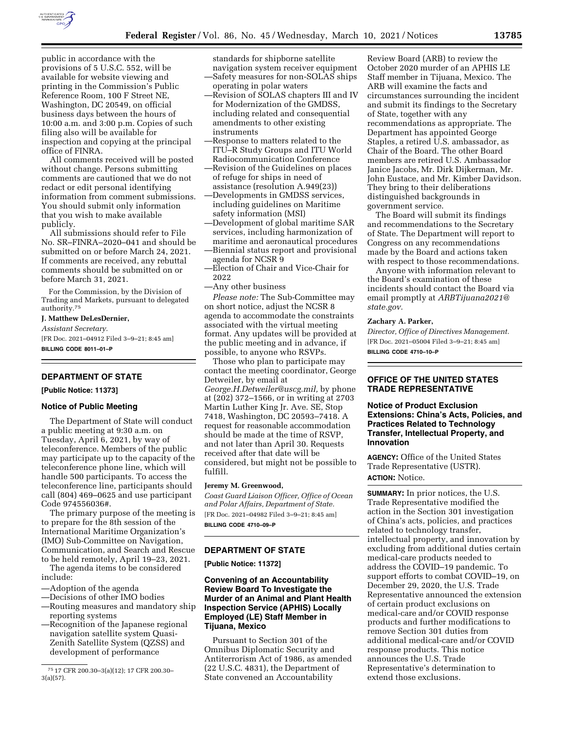public in accordance with the provisions of 5 U.S.C. 552, will be available for website viewing and printing in the Commission's Public Reference Room, 100 F Street NE, Washington, DC 20549, on official business days between the hours of 10:00 a.m. and 3:00 p.m. Copies of such filing also will be available for inspection and copying at the principal office of FINRA.

All comments received will be posted without change. Persons submitting comments are cautioned that we do not redact or edit personal identifying information from comment submissions. You should submit only information that you wish to make available publicly.

All submissions should refer to File No. SR–FINRA–2020–041 and should be submitted on or before March 24, 2021. If comments are received, any rebuttal comments should be submitted on or before March 31, 2021.

For the Commission, by the Division of Trading and Markets, pursuant to delegated authority.[75]

**J. Matthew DeLesDernier,**

*Assistant Secretary.*

[FR Doc. 2021–04912 Filed 3–9–21; 8:45 am]

**BILLING CODE 8011–01–P**

[75] 17 CFR 200.30–3(a)(12); 17 CFR 200.30–3(a)(57).

## DEPARTMENT OF STATE

**[Public Notice: 11373]**

### Notice of Public Meeting

The Department of State will conduct a public meeting at 9:30 a.m. on Tuesday, April 6, 2021, by way of teleconference. Members of the public may participate up to the capacity of the teleconference phone line, which will handle 500 participants. To access the teleconference line, participants should call (804) 469–0625 and use participant Code 974556036#.

The primary purpose of the meeting is to prepare for the 8th session of the International Maritime Organization's (IMO) Sub-Committee on Navigation, Communication, and Search and Rescue to be held remotely, April 19–23, 2021.

The agenda items to be considered include:

—Adoption of the agenda
—Decisions of other IMO bodies
—Routing measures and mandatory ship reporting systems
—Recognition of the Japanese regional navigation satellite system Quasi-Zenith Satellite System (QZSS) and development of performance standards for shipborne satellite navigation system receiver equipment
—Safety measures for non-SOLAS ships operating in polar waters
—Revision of SOLAS chapters III and IV for Modernization of the GMDSS, including related and consequential amendments to other existing instruments
—Response to matters related to the ITU–R Study Groups and ITU World Radiocommunication Conference
—Revision of the Guidelines on places of refuge for ships in need of assistance (resolution A.949(23))
—Developments in GMDSS services, including guidelines on Maritime safety information (MSI)
—Development of global maritime SAR services, including harmonization of maritime and aeronautical procedures
—Biennial status report and provisional agenda for NCSR 9
—Election of Chair and Vice-Chair for 2022
—Any other business

*Please note:* The Sub-Committee may on short notice, adjust the NCSR 8 agenda to accommodate the constraints associated with the virtual meeting format. Any updates will be provided at the public meeting and in advance, if possible, to anyone who RSVPs.

Those who plan to participate may contact the meeting coordinator, George Detweiler, by email at *George.H.Detweiler@uscg.mil,* by phone at (202) 372–1566, or in writing at 2703 Martin Luther King Jr. Ave. SE, Stop 7418, Washington, DC 20593–7418. A request for reasonable accommodation should be made at the time of RSVP, and not later than April 30. Requests received after that date will be considered, but might not be possible to fulfill.

**Jeremy M. Greenwood,**

*Coast Guard Liaison Officer, Office of Ocean and Polar Affairs, Department of State.*

[FR Doc. 2021–04982 Filed 3–9–21; 8:45 am]

**BILLING CODE 4710–09–P**

## DEPARTMENT OF STATE

**[Public Notice: 11372]**

### Convening of an Accountability Review Board To Investigate the Murder of an Animal and Plant Health Inspection Service (APHIS) Locally Employed (LE) Staff Member in Tijuana, Mexico

Pursuant to Section 301 of the Omnibus Diplomatic Security and Antiterrorism Act of 1986, as amended (22 U.S.C. 4831), the Department of State convened an Accountability Review Board (ARB) to review the October 2020 murder of an APHIS LE Staff member in Tijuana, Mexico. The ARB will examine the facts and circumstances surrounding the incident and submit its findings to the Secretary of State, together with any recommendations as appropriate. The Department has appointed George Staples, a retired U.S. ambassador, as Chair of the Board. The other Board members are retired U.S. Ambassador Janice Jacobs, Mr. Dirk Dijkerman, Mr. John Eustace, and Mr. Kimber Davidson. They bring to their deliberations distinguished backgrounds in government service.

The Board will submit its findings and recommendations to the Secretary of State. The Department will report to Congress on any recommendations made by the Board and actions taken with respect to those recommendations.

Anyone with information relevant to the Board's examination of these incidents should contact the Board via email promptly at *ARBTijuana2021@state.gov.*

**Zachary A. Parker,**

*Director, Office of Directives Management.*

[FR Doc. 2021–05004 Filed 3–9–21; 8:45 am]

**BILLING CODE 4710–10–P**

## OFFICE OF THE UNITED STATES TRADE REPRESENTATIVE

### Notice of Product Exclusion Extensions: China's Acts, Policies, and Practices Related to Technology Transfer, Intellectual Property, and Innovation

**AGENCY:** Office of the United States Trade Representative (USTR).

**ACTION:** Notice.

**SUMMARY:** In prior notices, the U.S. Trade Representative modified the action in the Section 301 investigation of China's acts, policies, and practices related to technology transfer, intellectual property, and innovation by excluding from additional duties certain medical-care products needed to address the COVID–19 pandemic. To support efforts to combat COVID–19, on December 29, 2020, the U.S. Trade Representative announced the extension of certain product exclusions on medical-care and/or COVID response products and further modifications to remove Section 301 duties from additional medical-care and/or COVID response products. This notice announces the U.S. Trade Representative's determination to extend those exclusions.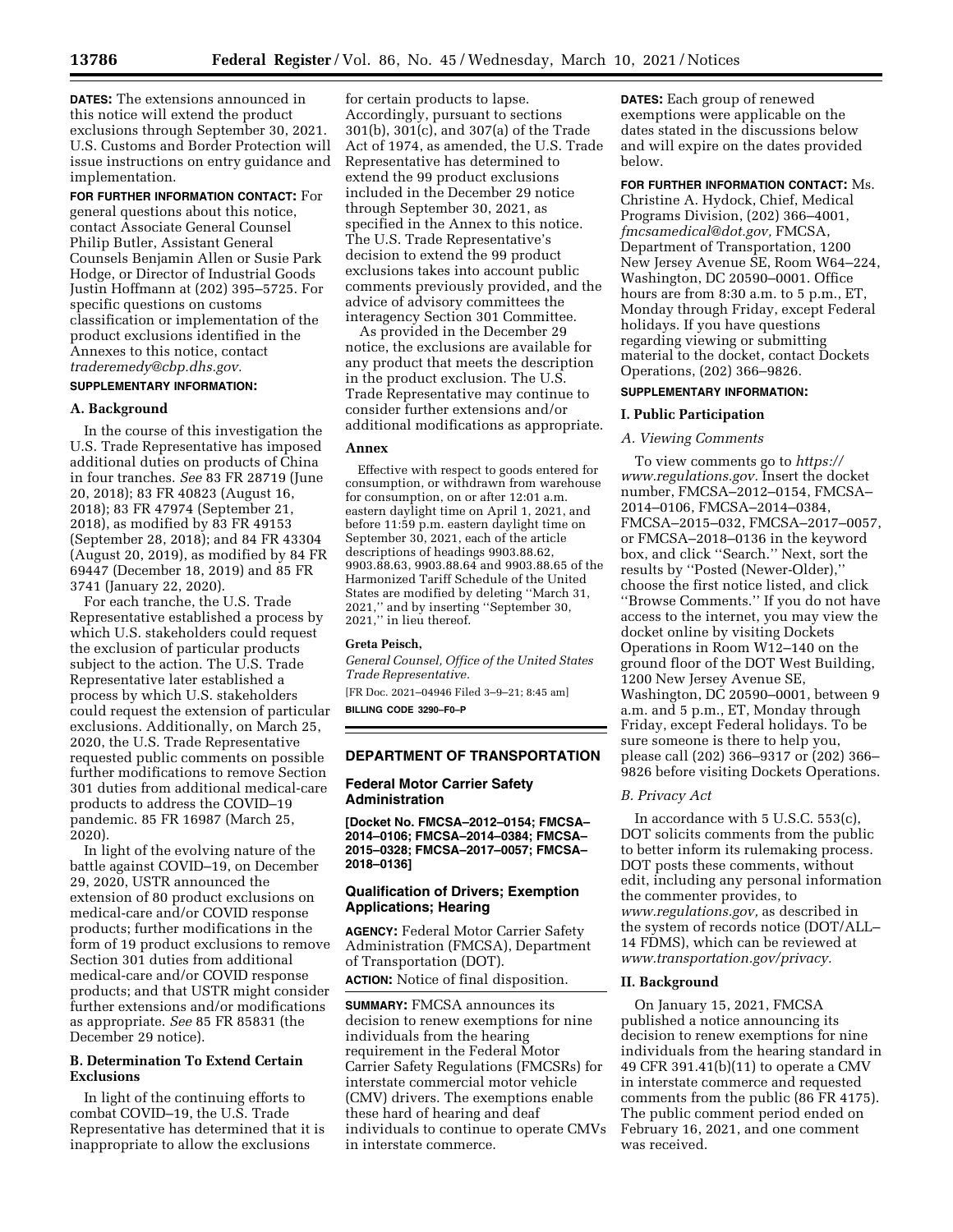**DATES:** The extensions announced in this notice will extend the product exclusions through September 30, 2021. U.S. Customs and Border Protection will issue instructions on entry guidance and implementation.

**FOR FURTHER INFORMATION CONTACT:** For general questions about this notice, contact Associate General Counsel Philip Butler, Assistant General Counsels Benjamin Allen or Susie Park Hodge, or Director of Industrial Goods Justin Hoffmann at (202) 395–5725. For specific questions on customs classification or implementation of the product exclusions identified in the Annexes to this notice, contact *traderemedy@cbp.dhs.gov.*

**SUPPLEMENTARY INFORMATION:**

### A. Background

In the course of this investigation the U.S. Trade Representative has imposed additional duties on products of China in four tranches. *See* 83 FR 28719 (June 20, 2018); 83 FR 40823 (August 16, 2018); 83 FR 47974 (September 21, 2018), as modified by 83 FR 49153 (September 28, 2018); and 84 FR 43304 (August 20, 2019), as modified by 84 FR 69447 (December 18, 2019) and 85 FR 3741 (January 22, 2020).

For each tranche, the U.S. Trade Representative established a process by which U.S. stakeholders could request the exclusion of particular products subject to the action. The U.S. Trade Representative later established a process by which U.S. stakeholders could request the extension of particular exclusions. Additionally, on March 25, 2020, the U.S. Trade Representative requested public comments on possible further modifications to remove Section 301 duties from additional medical-care products to address the COVID–19 pandemic. 85 FR 16987 (March 25, 2020).

In light of the evolving nature of the battle against COVID–19, on December 29, 2020, USTR announced the extension of 80 product exclusions on medical-care and/or COVID response products; further modifications in the form of 19 product exclusions to remove Section 301 duties from additional medical-care and/or COVID response products; and that USTR might consider further extensions and/or modifications as appropriate. *See* 85 FR 85831 (the December 29 notice).

### B. Determination To Extend Certain Exclusions

In light of the continuing efforts to combat COVID–19, the U.S. Trade Representative has determined that it is inappropriate to allow the exclusions for certain products to lapse. Accordingly, pursuant to sections 301(b), 301(c), and 307(a) of the Trade Act of 1974, as amended, the U.S. Trade Representative has determined to extend the 99 product exclusions included in the December 29 notice through September 30, 2021, as specified in the Annex to this notice. The U.S. Trade Representative's decision to extend the 99 product exclusions takes into account public comments previously provided, and the advice of advisory committees the interagency Section 301 Committee.

As provided in the December 29 notice, the exclusions are available for any product that meets the description in the product exclusion. The U.S. Trade Representative may continue to consider further extensions and/or additional modifications as appropriate.

### Annex

Effective with respect to goods entered for consumption, or withdrawn from warehouse for consumption, on or after 12:01 a.m. eastern daylight time on April 1, 2021, and before 11:59 p.m. eastern daylight time on September 30, 2021, each of the article descriptions of headings 9903.88.62, 9903.88.63, 9903.88.64 and 9903.88.65 of the Harmonized Tariff Schedule of the United States are modified by deleting "March 31, 2021," and by inserting "September 30, 2021," in lieu thereof.

**Greta Peisch,**

*General Counsel, Office of the United States Trade Representative.*

[FR Doc. 2021–04946 Filed 3–9–21; 8:45 am]

**BILLING CODE 3290–F0–P**

## DEPARTMENT OF TRANSPORTATION

### Federal Motor Carrier Safety Administration

**[Docket No. FMCSA–2012–0154; FMCSA–2014–0106; FMCSA–2014–0384; FMCSA–2015–0328; FMCSA–2017–0057; FMCSA–2018–0136]**

### Qualification of Drivers; Exemption Applications; Hearing

**AGENCY:** Federal Motor Carrier Safety Administration (FMCSA), Department of Transportation (DOT).

**ACTION:** Notice of final disposition.

**SUMMARY:** FMCSA announces its decision to renew exemptions for nine individuals from the hearing requirement in the Federal Motor Carrier Safety Regulations (FMCSRs) for interstate commercial motor vehicle (CMV) drivers. The exemptions enable these hard of hearing and deaf individuals to continue to operate CMVs in interstate commerce.

**DATES:** Each group of renewed exemptions were applicable on the dates stated in the discussions below and will expire on the dates provided below.

**FOR FURTHER INFORMATION CONTACT:** Ms. Christine A. Hydock, Chief, Medical Programs Division, (202) 366–4001, *fmcsamedical@dot.gov,* FMCSA, Department of Transportation, 1200 New Jersey Avenue SE, Room W64–224, Washington, DC 20590–0001. Office hours are from 8:30 a.m. to 5 p.m., ET, Monday through Friday, except Federal holidays. If you have questions regarding viewing or submitting material to the docket, contact Dockets Operations, (202) 366–9826.

**SUPPLEMENTARY INFORMATION:**

### I. Public Participation

#### *A. Viewing Comments*

To view comments go to *https://www.regulations.gov.* Insert the docket number, FMCSA–2012–0154, FMCSA–2014–0106, FMCSA–2014–0384, FMCSA–2015–032, FMCSA–2017–0057, or FMCSA–2018–0136 in the keyword box, and click "Search." Next, sort the results by "Posted (Newer-Older)," choose the first notice listed, and click "Browse Comments." If you do not have access to the internet, you may view the docket online by visiting Dockets Operations in Room W12–140 on the ground floor of the DOT West Building, 1200 New Jersey Avenue SE, Washington, DC 20590–0001, between 9 a.m. and 5 p.m., ET, Monday through Friday, except Federal holidays. To be sure someone is there to help you, please call (202) 366–9317 or (202) 366–9826 before visiting Dockets Operations.

#### *B. Privacy Act*

In accordance with 5 U.S.C. 553(c), DOT solicits comments from the public to better inform its rulemaking process. DOT posts these comments, without edit, including any personal information the commenter provides, to *www.regulations.gov,* as described in the system of records notice (DOT/ALL–14 FDMS), which can be reviewed at *www.transportation.gov/privacy.*

### II. Background

On January 15, 2021, FMCSA published a notice announcing its decision to renew exemptions for nine individuals from the hearing standard in 49 CFR 391.41(b)(11) to operate a CMV in interstate commerce and requested comments from the public (86 FR 4175). The public comment period ended on February 16, 2021, and one comment was received.